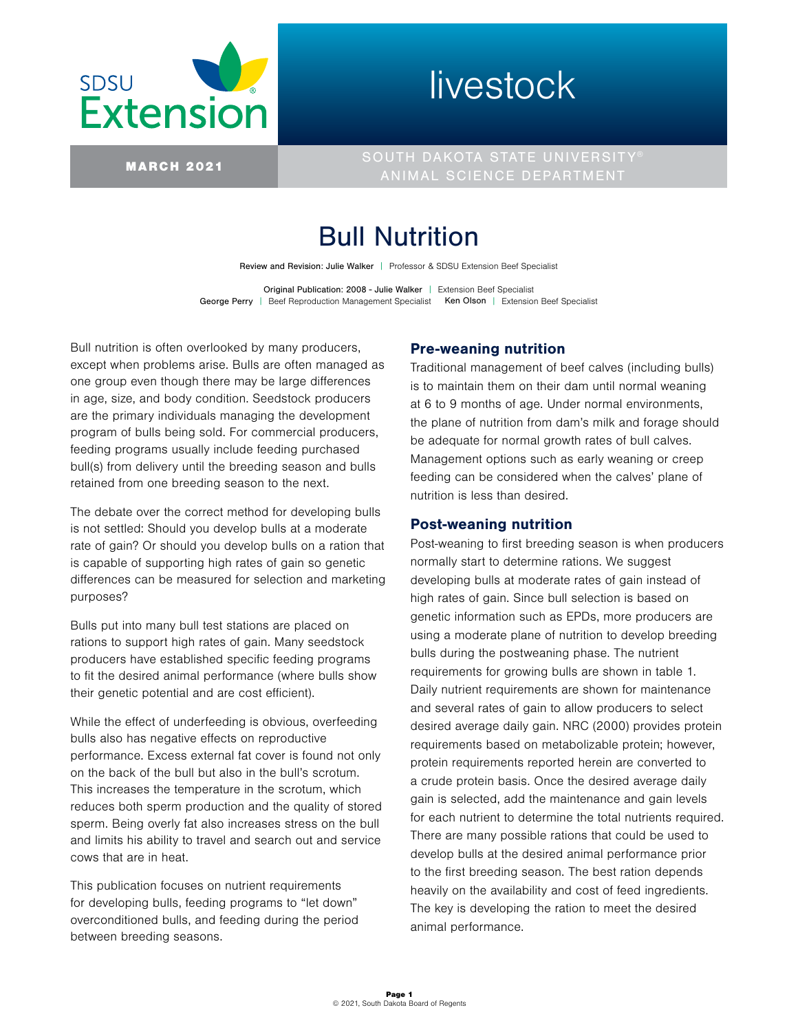# Bull Nutrition

Review and Revision: Julie Walker | Professor & SDSU Extension Beef Specialist

Original Publication: 2008 - Julie Walker | Extension Beef Specialist
George Perry | Beef Reproduction Management Specialist Ken Olson | Extension Beef Specialist

Bull nutrition is often overlooked by many producers, except when problems arise. Bulls are often managed as one group even though there may be large differences in age, size, and body condition. Seedstock producers are the primary individuals managing the development program of bulls being sold. For commercial producers, feeding programs usually include feeding purchased bull(s) from delivery until the breeding season and bulls retained from one breeding season to the next.

The debate over the correct method for developing bulls is not settled: Should you develop bulls at a moderate rate of gain? Or should you develop bulls on a ration that is capable of supporting high rates of gain so genetic differences can be measured for selection and marketing purposes?

Bulls put into many bull test stations are placed on rations to support high rates of gain. Many seedstock producers have established specific feeding programs to fit the desired animal performance (where bulls show their genetic potential and are cost efficient).

While the effect of underfeeding is obvious, overfeeding bulls also has negative effects on reproductive performance. Excess external fat cover is found not only on the back of the bull but also in the bull's scrotum. This increases the temperature in the scrotum, which reduces both sperm production and the quality of stored sperm. Being overly fat also increases stress on the bull and limits his ability to travel and search out and service cows that are in heat.

This publication focuses on nutrient requirements for developing bulls, feeding programs to "let down" overconditioned bulls, and feeding during the period between breeding seasons.

## Pre-weaning nutrition

Traditional management of beef calves (including bulls) is to maintain them on their dam until normal weaning at 6 to 9 months of age. Under normal environments, the plane of nutrition from dam's milk and forage should be adequate for normal growth rates of bull calves. Management options such as early weaning or creep feeding can be considered when the calves' plane of nutrition is less than desired.

## Post-weaning nutrition

Post-weaning to first breeding season is when producers normally start to determine rations. We suggest developing bulls at moderate rates of gain instead of high rates of gain. Since bull selection is based on genetic information such as EPDs, more producers are using a moderate plane of nutrition to develop breeding bulls during the postweaning phase. The nutrient requirements for growing bulls are shown in table 1. Daily nutrient requirements are shown for maintenance and several rates of gain to allow producers to select desired average daily gain. NRC (2000) provides protein requirements based on metabolizable protein; however, protein requirements reported herein are converted to a crude protein basis. Once the desired average daily gain is selected, add the maintenance and gain levels for each nutrient to determine the total nutrients required. There are many possible rations that could be used to develop bulls at the desired animal performance prior to the first breeding season. The best ration depends heavily on the availability and cost of feed ingredients. The key is developing the ration to meet the desired animal performance.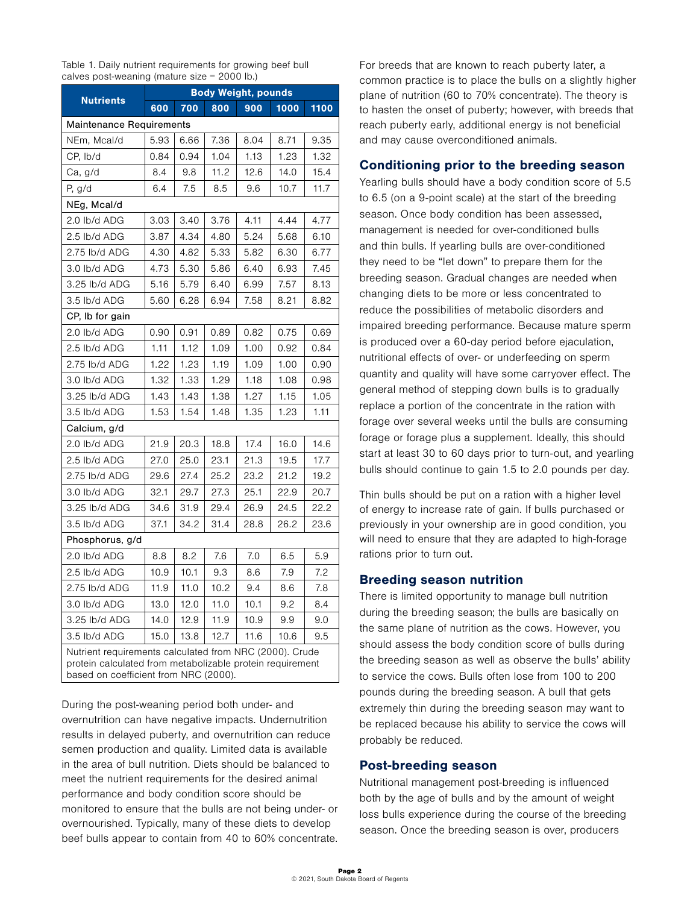Table 1. Daily nutrient requirements for growing beef bull calves post-weaning (mature size = 2000 lb.)

| Nutrients | Body Weight, pounds | | | | | |
|---|---|---|---|---|---|---|
| | 600 | 700 | 800 | 900 | 1000 | 1100 |
| **Maintenance Requirements** | | | | | | |
| NEm, Mcal/d | 5.93 | 6.66 | 7.36 | 8.04 | 8.71 | 9.35 |
| CP, lb/d | 0.84 | 0.94 | 1.04 | 1.13 | 1.23 | 1.32 |
| Ca, g/d | 8.4 | 9.8 | 11.2 | 12.6 | 14.0 | 15.4 |
| P, g/d | 6.4 | 7.5 | 8.5 | 9.6 | 10.7 | 11.7 |
| **NEg, Mcal/d** | | | | | | |
| 2.0 lb/d ADG | 3.03 | 3.40 | 3.76 | 4.11 | 4.44 | 4.77 |
| 2.5 lb/d ADG | 3.87 | 4.34 | 4.80 | 5.24 | 5.68 | 6.10 |
| 2.75 lb/d ADG | 4.30 | 4.82 | 5.33 | 5.82 | 6.30 | 6.77 |
| 3.0 lb/d ADG | 4.73 | 5.30 | 5.86 | 6.40 | 6.93 | 7.45 |
| 3.25 lb/d ADG | 5.16 | 5.79 | 6.40 | 6.99 | 7.57 | 8.13 |
| 3.5 lb/d ADG | 5.60 | 6.28 | 6.94 | 7.58 | 8.21 | 8.82 |
| **CP, lb for gain** | | | | | | |
| 2.0 lb/d ADG | 0.90 | 0.91 | 0.89 | 0.82 | 0.75 | 0.69 |
| 2.5 lb/d ADG | 1.11 | 1.12 | 1.09 | 1.00 | 0.92 | 0.84 |
| 2.75 lb/d ADG | 1.22 | 1.23 | 1.19 | 1.09 | 1.00 | 0.90 |
| 3.0 lb/d ADG | 1.32 | 1.33 | 1.29 | 1.18 | 1.08 | 0.98 |
| 3.25 lb/d ADG | 1.43 | 1.43 | 1.38 | 1.27 | 1.15 | 1.05 |
| 3.5 lb/d ADG | 1.53 | 1.54 | 1.48 | 1.35 | 1.23 | 1.11 |
| **Calcium, g/d** | | | | | | |
| 2.0 lb/d ADG | 21.9 | 20.3 | 18.8 | 17.4 | 16.0 | 14.6 |
| 2.5 lb/d ADG | 27.0 | 25.0 | 23.1 | 21.3 | 19.5 | 17.7 |
| 2.75 lb/d ADG | 29.6 | 27.4 | 25.2 | 23.2 | 21.2 | 19.2 |
| 3.0 lb/d ADG | 32.1 | 29.7 | 27.3 | 25.1 | 22.9 | 20.7 |
| 3.25 lb/d ADG | 34.6 | 31.9 | 29.4 | 26.9 | 24.5 | 22.2 |
| 3.5 lb/d ADG | 37.1 | 34.2 | 31.4 | 28.8 | 26.2 | 23.6 |
| **Phosphorus, g/d** | | | | | | |
| 2.0 lb/d ADG | 8.8 | 8.2 | 7.6 | 7.0 | 6.5 | 5.9 |
| 2.5 lb/d ADG | 10.9 | 10.1 | 9.3 | 8.6 | 7.9 | 7.2 |
| 2.75 lb/d ADG | 11.9 | 11.0 | 10.2 | 9.4 | 8.6 | 7.8 |
| 3.0 lb/d ADG | 13.0 | 12.0 | 11.0 | 10.1 | 9.2 | 8.4 |
| 3.25 lb/d ADG | 14.0 | 12.9 | 11.9 | 10.9 | 9.9 | 9.0 |
| 3.5 lb/d ADG | 15.0 | 13.8 | 12.7 | 11.6 | 10.6 | 9.5 |

Nutrient requirements calculated from NRC (2000). Crude protein calculated from metabolizable protein requirement based on coefficient from NRC (2000).

During the post-weaning period both under- and overnutrition can have negative impacts. Undernutrition results in delayed puberty, and overnutrition can reduce semen production and quality. Limited data is available in the area of bull nutrition. Diets should be balanced to meet the nutrient requirements for the desired animal performance and body condition score should be monitored to ensure that the bulls are not being under- or overnourished. Typically, many of these diets to develop beef bulls appear to contain from 40 to 60% concentrate.

For breeds that are known to reach puberty later, a common practice is to place the bulls on a slightly higher plane of nutrition (60 to 70% concentrate). The theory is to hasten the onset of puberty; however, with breeds that reach puberty early, additional energy is not beneficial and may cause overconditioned animals.

## Conditioning prior to the breeding season

Yearling bulls should have a body condition score of 5.5 to 6.5 (on a 9-point scale) at the start of the breeding season. Once body condition has been assessed, management is needed for over-conditioned bulls and thin bulls. If yearling bulls are over-conditioned they need to be "let down" to prepare them for the breeding season. Gradual changes are needed when changing diets to be more or less concentrated to reduce the possibilities of metabolic disorders and impaired breeding performance. Because mature sperm is produced over a 60-day period before ejaculation, nutritional effects of over- or underfeeding on sperm quantity and quality will have some carryover effect. The general method of stepping down bulls is to gradually replace a portion of the concentrate in the ration with forage over several weeks until the bulls are consuming forage or forage plus a supplement. Ideally, this should start at least 30 to 60 days prior to turn-out, and yearling bulls should continue to gain 1.5 to 2.0 pounds per day.

Thin bulls should be put on a ration with a higher level of energy to increase rate of gain. If bulls purchased or previously in your ownership are in good condition, you will need to ensure that they are adapted to high-forage rations prior to turn out.

## Breeding season nutrition

There is limited opportunity to manage bull nutrition during the breeding season; the bulls are basically on the same plane of nutrition as the cows. However, you should assess the body condition score of bulls during the breeding season as well as observe the bulls' ability to service the cows. Bulls often lose from 100 to 200 pounds during the breeding season. A bull that gets extremely thin during the breeding season may want to be replaced because his ability to service the cows will probably be reduced.

## Post-breeding season

Nutritional management post-breeding is influenced both by the age of bulls and by the amount of weight loss bulls experience during the course of the breeding season. Once the breeding season is over, producers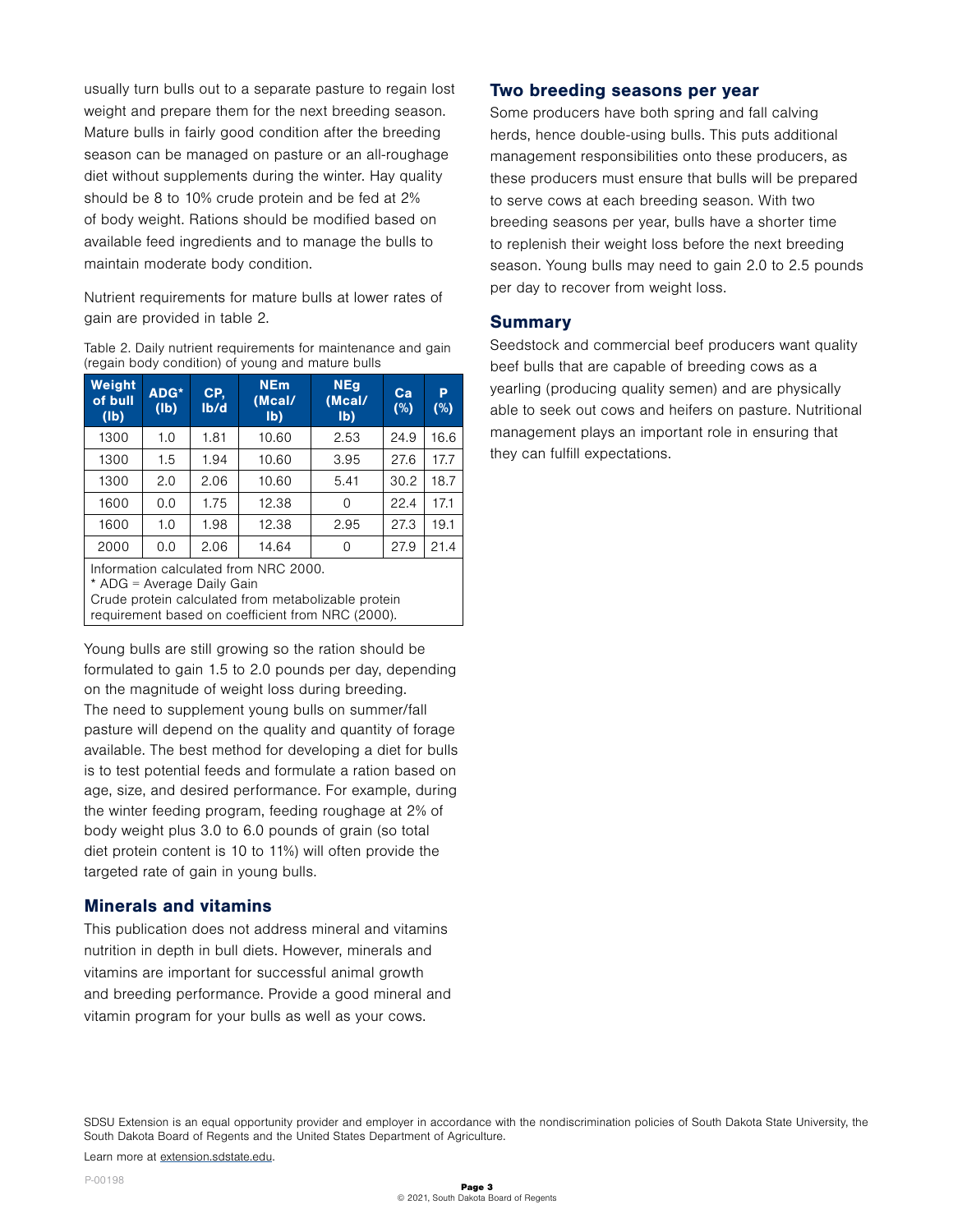usually turn bulls out to a separate pasture to regain lost weight and prepare them for the next breeding season. Mature bulls in fairly good condition after the breeding season can be managed on pasture or an all-roughage diet without supplements during the winter. Hay quality should be 8 to 10% crude protein and be fed at 2% of body weight. Rations should be modified based on available feed ingredients and to manage the bulls to maintain moderate body condition.

Nutrient requirements for mature bulls at lower rates of gain are provided in table 2.

Table 2. Daily nutrient requirements for maintenance and gain (regain body condition) of young and mature bulls

| Weight of bull (lb) | ADG* (lb) | CP, lb/d | NEm (Mcal/ lb) | NEg (Mcal/ lb) | Ca (%) | P (%) |
|---|---|---|---|---|---|---|
| 1300 | 1.0 | 1.81 | 10.60 | 2.53 | 24.9 | 16.6 |
| 1300 | 1.5 | 1.94 | 10.60 | 3.95 | 27.6 | 17.7 |
| 1300 | 2.0 | 2.06 | 10.60 | 5.41 | 30.2 | 18.7 |
| 1600 | 0.0 | 1.75 | 12.38 | 0 | 22.4 | 17.1 |
| 1600 | 1.0 | 1.98 | 12.38 | 2.95 | 27.3 | 19.1 |
| 2000 | 0.0 | 2.06 | 14.64 | 0 | 27.9 | 21.4 |

Information calculated from NRC 2000.
* ADG = Average Daily Gain
Crude protein calculated from metabolizable protein requirement based on coefficient from NRC (2000).

Young bulls are still growing so the ration should be formulated to gain 1.5 to 2.0 pounds per day, depending on the magnitude of weight loss during breeding. The need to supplement young bulls on summer/fall pasture will depend on the quality and quantity of forage available. The best method for developing a diet for bulls is to test potential feeds and formulate a ration based on age, size, and desired performance. For example, during the winter feeding program, feeding roughage at 2% of body weight plus 3.0 to 6.0 pounds of grain (so total diet protein content is 10 to 11%) will often provide the targeted rate of gain in young bulls.

## Minerals and vitamins

This publication does not address mineral and vitamins nutrition in depth in bull diets. However, minerals and vitamins are important for successful animal growth and breeding performance. Provide a good mineral and vitamin program for your bulls as well as your cows.

## Two breeding seasons per year

Some producers have both spring and fall calving herds, hence double-using bulls. This puts additional management responsibilities onto these producers, as these producers must ensure that bulls will be prepared to serve cows at each breeding season. With two breeding seasons per year, bulls have a shorter time to replenish their weight loss before the next breeding season. Young bulls may need to gain 2.0 to 2.5 pounds per day to recover from weight loss.

## Summary

Seedstock and commercial beef producers want quality beef bulls that are capable of breeding cows as a yearling (producing quality semen) and are physically able to seek out cows and heifers on pasture. Nutritional management plays an important role in ensuring that they can fulfill expectations.

SDSU Extension is an equal opportunity provider and employer in accordance with the nondiscrimination policies of South Dakota State University, the South Dakota Board of Regents and the United States Department of Agriculture.

Learn more at extension.sdstate.edu.

P-00198

© 2021, South Dakota Board of Regents